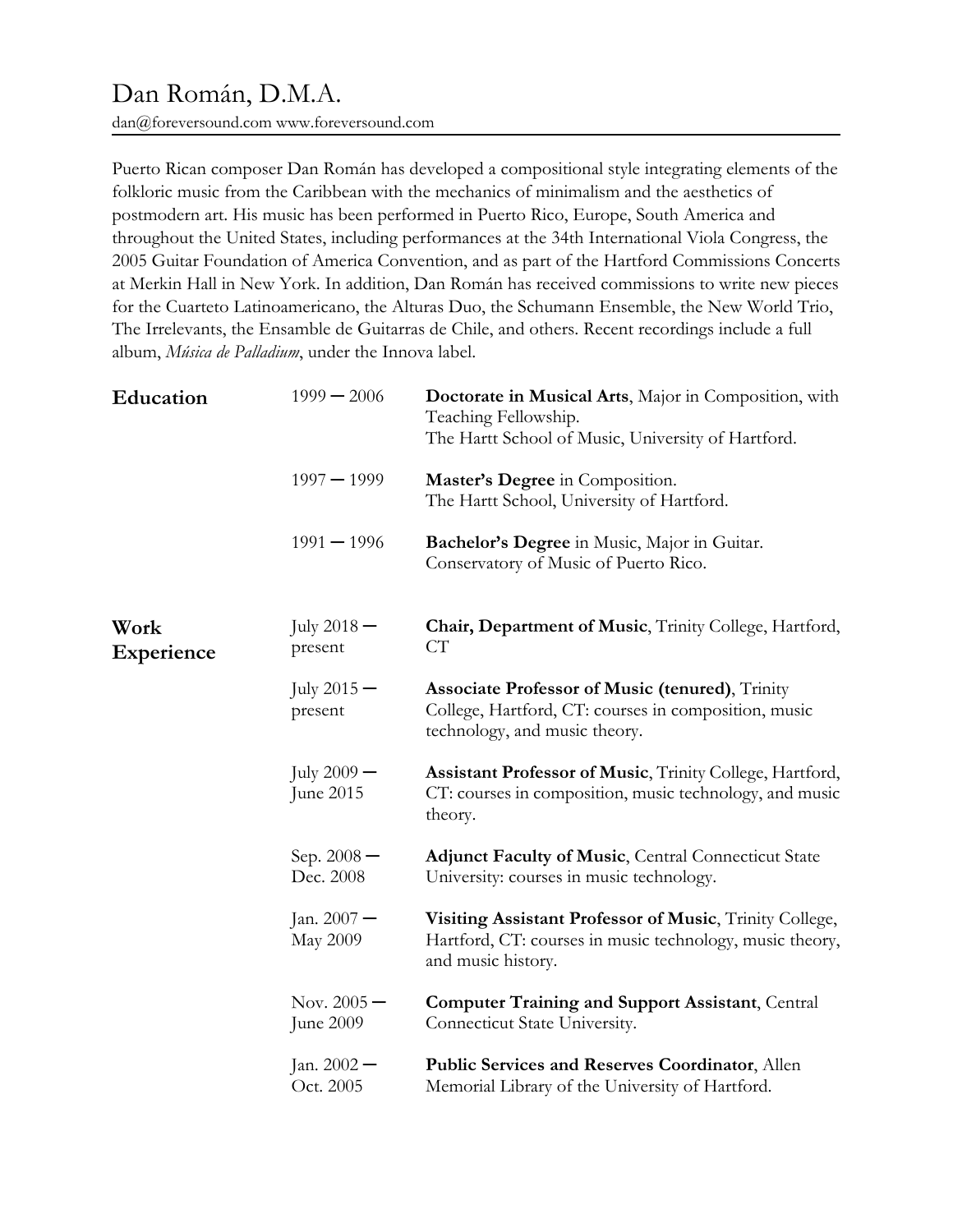# Dan Román, D.M.A.

dan@foreversound.com www.foreversound.com

Puerto Rican composer Dan Román has developed a compositional style integrating elements of the folkloric music from the Caribbean with the mechanics of minimalism and the aesthetics of postmodern art. His music has been performed in Puerto Rico, Europe, South America and throughout the United States, including performances at the 34th International Viola Congress, the 2005 Guitar Foundation of America Convention, and as part of the Hartford Commissions Concerts at Merkin Hall in New York. In addition, Dan Román has received commissions to write new pieces for the Cuarteto Latinoamericano, the Alturas Duo, the Schumann Ensemble, the New World Trio, The Irrelevants, the Ensamble de Guitarras de Chile, and others. Recent recordings include a full album, *Música de Palladium*, under the Innova label.

## Education

**1999 — 2006**
**Doctorate in Musical Arts**, Major in Composition, with Teaching Fellowship.
The Hartt School of Music, University of Hartford.

**1997 — 1999**
**Master's Degree** in Composition.
The Hartt School, University of Hartford.

**1991 — 1996**
**Bachelor's Degree** in Music, Major in Guitar.
Conservatory of Music of Puerto Rico.

## Work Experience

**July 2018 — present**
**Chair, Department of Music**, Trinity College, Hartford, CT

**July 2015 — present**
**Associate Professor of Music (tenured)**, Trinity College, Hartford, CT: courses in composition, music technology, and music theory.

**July 2009 — June 2015**
**Assistant Professor of Music**, Trinity College, Hartford, CT: courses in composition, music technology, and music theory.

**Sep. 2008 — Dec. 2008**
**Adjunct Faculty of Music**, Central Connecticut State University: courses in music technology.

**Jan. 2007 — May 2009**
**Visiting Assistant Professor of Music**, Trinity College, Hartford, CT: courses in music technology, music theory, and music history.

**Nov. 2005 — June 2009**
**Computer Training and Support Assistant**, Central Connecticut State University.

**Jan. 2002 — Oct. 2005**
**Public Services and Reserves Coordinator**, Allen Memorial Library of the University of Hartford.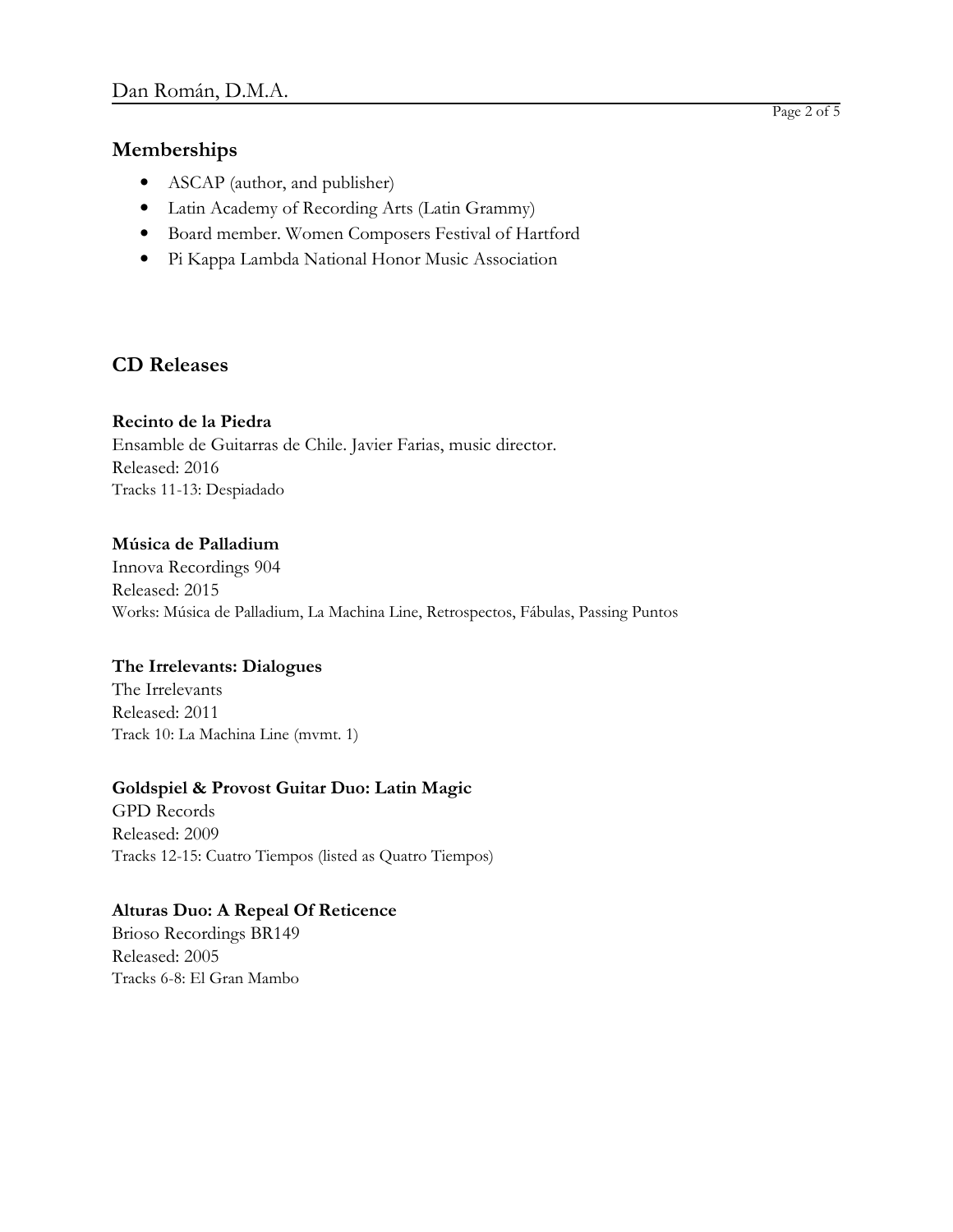## Memberships

- ASCAP (author, and publisher)
- Latin Academy of Recording Arts (Latin Grammy)
- Board member. Women Composers Festival of Hartford
- Pi Kappa Lambda National Honor Music Association

## CD Releases

**Recinto de la Piedra**
Ensamble de Guitarras de Chile. Javier Farias, music director.
Released: 2016
Tracks 11-13: Despiadado

**Música de Palladium**
Innova Recordings 904
Released: 2015
Works: Música de Palladium, La Machina Line, Retrospectos, Fábulas, Passing Puntos

**The Irrelevants: Dialogues**
The Irrelevants
Released: 2011
Track 10: La Machina Line (mvmt. 1)

**Goldspiel & Provost Guitar Duo: Latin Magic**
GPD Records
Released: 2009
Tracks 12-15: Cuatro Tiempos (listed as Quatro Tiempos)

**Alturas Duo: A Repeal Of Reticence**
Brioso Recordings BR149
Released: 2005
Tracks 6-8: El Gran Mambo